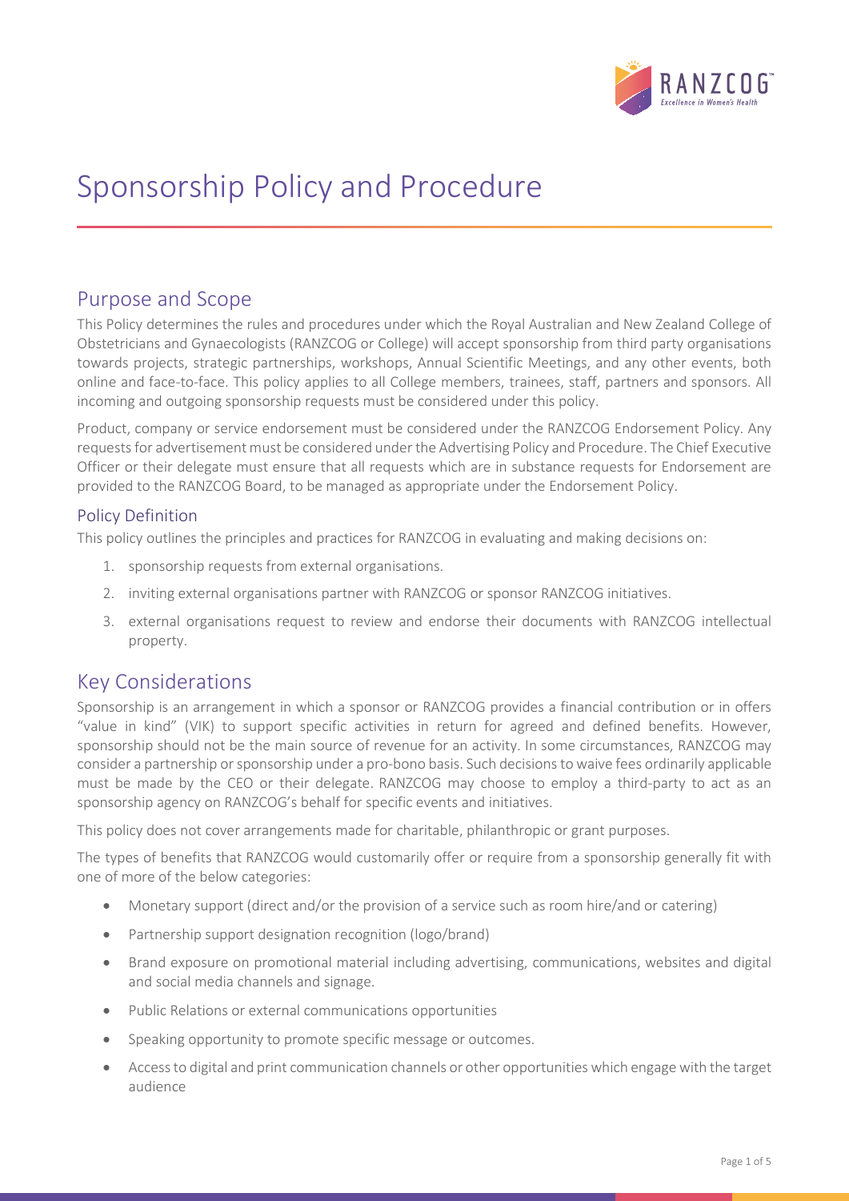# Sponsorship Policy and Procedure

## Purpose and Scope

This Policy determines the rules and procedures under which the Royal Australian and New Zealand College of Obstetricians and Gynaecologists (RANZCOG or College) will accept sponsorship from third party organisations towards projects, strategic partnerships, workshops, Annual Scientific Meetings, and any other events, both online and face-to-face. This policy applies to all College members, trainees, staff, partners and sponsors. All incoming and outgoing sponsorship requests must be considered under this policy.

Product, company or service endorsement must be considered under the RANZCOG Endorsement Policy. Any requests for advertisement must be considered under the Advertising Policy and Procedure. The Chief Executive Officer or their delegate must ensure that all requests which are in substance requests for Endorsement are provided to the RANZCOG Board, to be managed as appropriate under the Endorsement Policy.

### Policy Definition

This policy outlines the principles and practices for RANZCOG in evaluating and making decisions on:

1. sponsorship requests from external organisations.
2. inviting external organisations partner with RANZCOG or sponsor RANZCOG initiatives.
3. external organisations request to review and endorse their documents with RANZCOG intellectual property.

## Key Considerations

Sponsorship is an arrangement in which a sponsor or RANZCOG provides a financial contribution or in offers "value in kind" (VIK) to support specific activities in return for agreed and defined benefits. However, sponsorship should not be the main source of revenue for an activity. In some circumstances, RANZCOG may consider a partnership or sponsorship under a pro-bono basis. Such decisions to waive fees ordinarily applicable must be made by the CEO or their delegate. RANZCOG may choose to employ a third-party to act as an sponsorship agency on RANZCOG's behalf for specific events and initiatives.

This policy does not cover arrangements made for charitable, philanthropic or grant purposes.

The types of benefits that RANZCOG would customarily offer or require from a sponsorship generally fit with one of more of the below categories:

- Monetary support (direct and/or the provision of a service such as room hire/and or catering)
- Partnership support designation recognition (logo/brand)
- Brand exposure on promotional material including advertising, communications, websites and digital and social media channels and signage.
- Public Relations or external communications opportunities
- Speaking opportunity to promote specific message or outcomes.
- Access to digital and print communication channels or other opportunities which engage with the target audience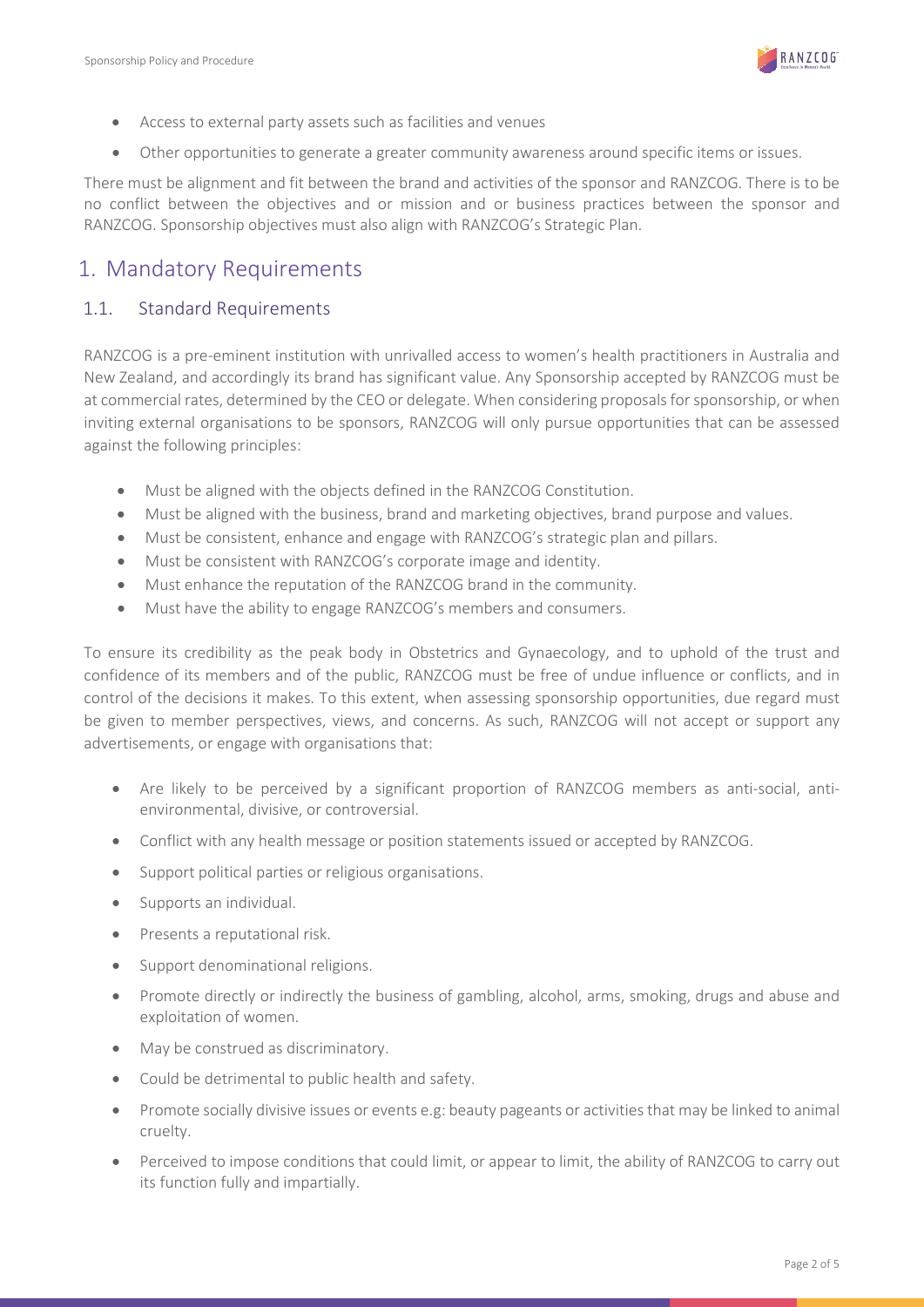- Access to external party assets such as facilities and venues
- Other opportunities to generate a greater community awareness around specific items or issues.

There must be alignment and fit between the brand and activities of the sponsor and RANZCOG. There is to be no conflict between the objectives and or mission and or business practices between the sponsor and RANZCOG. Sponsorship objectives must also align with RANZCOG's Strategic Plan.

# 1. Mandatory Requirements

## 1.1. Standard Requirements

RANZCOG is a pre-eminent institution with unrivalled access to women's health practitioners in Australia and New Zealand, and accordingly its brand has significant value. Any Sponsorship accepted by RANZCOG must be at commercial rates, determined by the CEO or delegate. When considering proposals for sponsorship, or when inviting external organisations to be sponsors, RANZCOG will only pursue opportunities that can be assessed against the following principles:

- Must be aligned with the objects defined in the RANZCOG Constitution.
- Must be aligned with the business, brand and marketing objectives, brand purpose and values.
- Must be consistent, enhance and engage with RANZCOG's strategic plan and pillars.
- Must be consistent with RANZCOG's corporate image and identity.
- Must enhance the reputation of the RANZCOG brand in the community.
- Must have the ability to engage RANZCOG's members and consumers.

To ensure its credibility as the peak body in Obstetrics and Gynaecology, and to uphold of the trust and confidence of its members and of the public, RANZCOG must be free of undue influence or conflicts, and in control of the decisions it makes. To this extent, when assessing sponsorship opportunities, due regard must be given to member perspectives, views, and concerns. As such, RANZCOG will not accept or support any advertisements, or engage with organisations that:

- Are likely to be perceived by a significant proportion of RANZCOG members as anti-social, anti-environmental, divisive, or controversial.
- Conflict with any health message or position statements issued or accepted by RANZCOG.
- Support political parties or religious organisations.
- Supports an individual.
- Presents a reputational risk.
- Support denominational religions.
- Promote directly or indirectly the business of gambling, alcohol, arms, smoking, drugs and abuse and exploitation of women.
- May be construed as discriminatory.
- Could be detrimental to public health and safety.
- Promote socially divisive issues or events e.g: beauty pageants or activities that may be linked to animal cruelty.
- Perceived to impose conditions that could limit, or appear to limit, the ability of RANZCOG to carry out its function fully and impartially.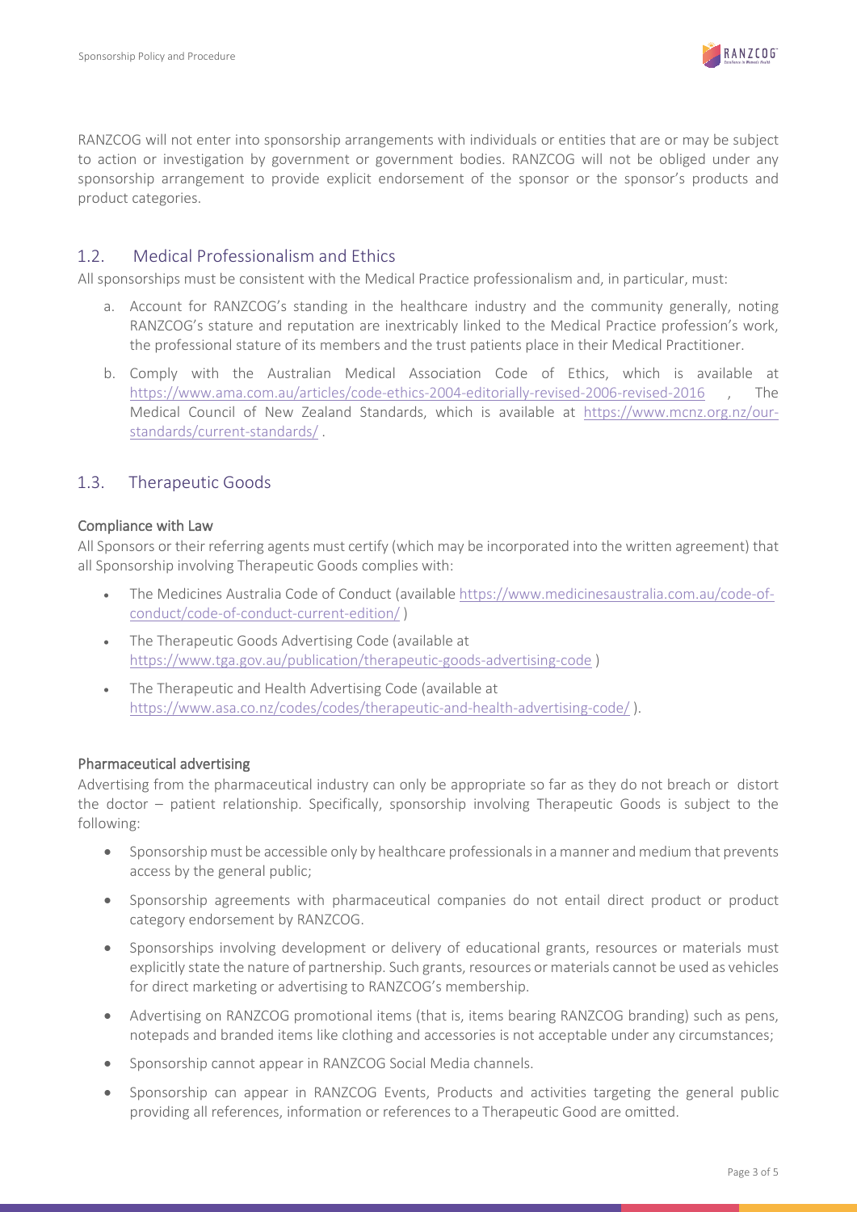RANZCOG will not enter into sponsorship arrangements with individuals or entities that are or may be subject to action or investigation by government or government bodies. RANZCOG will not be obliged under any sponsorship arrangement to provide explicit endorsement of the sponsor or the sponsor's products and product categories.

## 1.2. Medical Professionalism and Ethics

All sponsorships must be consistent with the Medical Practice professionalism and, in particular, must:

a. Account for RANZCOG's standing in the healthcare industry and the community generally, noting RANZCOG's stature and reputation are inextricably linked to the Medical Practice profession's work, the professional stature of its members and the trust patients place in their Medical Practitioner.

b. Comply with the Australian Medical Association Code of Ethics, which is available at https://www.ama.com.au/articles/code-ethics-2004-editorially-revised-2006-revised-2016 , The Medical Council of New Zealand Standards, which is available at https://www.mcnz.org.nz/our-standards/current-standards/ .

## 1.3. Therapeutic Goods

### Compliance with Law

All Sponsors or their referring agents must certify (which may be incorporated into the written agreement) that all Sponsorship involving Therapeutic Goods complies with:

- The Medicines Australia Code of Conduct (available https://www.medicinesaustralia.com.au/code-of-conduct/code-of-conduct-current-edition/ )
- The Therapeutic Goods Advertising Code (available at https://www.tga.gov.au/publication/therapeutic-goods-advertising-code )
- The Therapeutic and Health Advertising Code (available at https://www.asa.co.nz/codes/codes/therapeutic-and-health-advertising-code/ ).

### Pharmaceutical advertising

Advertising from the pharmaceutical industry can only be appropriate so far as they do not breach or distort the doctor – patient relationship. Specifically, sponsorship involving Therapeutic Goods is subject to the following:

- Sponsorship must be accessible only by healthcare professionals in a manner and medium that prevents access by the general public;
- Sponsorship agreements with pharmaceutical companies do not entail direct product or product category endorsement by RANZCOG.
- Sponsorships involving development or delivery of educational grants, resources or materials must explicitly state the nature of partnership. Such grants, resources or materials cannot be used as vehicles for direct marketing or advertising to RANZCOG's membership.
- Advertising on RANZCOG promotional items (that is, items bearing RANZCOG branding) such as pens, notepads and branded items like clothing and accessories is not acceptable under any circumstances;
- Sponsorship cannot appear in RANZCOG Social Media channels.
- Sponsorship can appear in RANZCOG Events, Products and activities targeting the general public providing all references, information or references to a Therapeutic Good are omitted.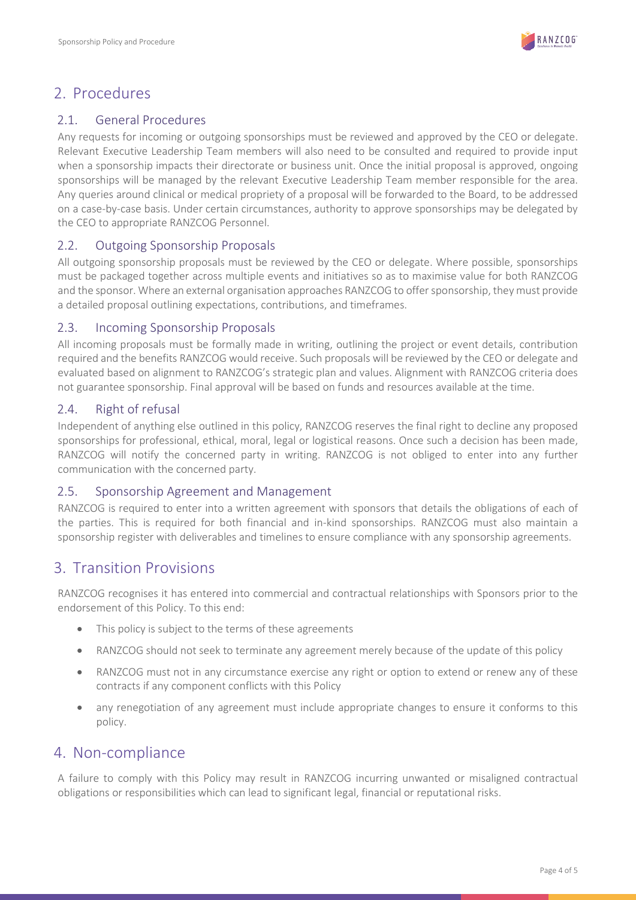## 2. Procedures

### 2.1. General Procedures

Any requests for incoming or outgoing sponsorships must be reviewed and approved by the CEO or delegate. Relevant Executive Leadership Team members will also need to be consulted and required to provide input when a sponsorship impacts their directorate or business unit. Once the initial proposal is approved, ongoing sponsorships will be managed by the relevant Executive Leadership Team member responsible for the area. Any queries around clinical or medical propriety of a proposal will be forwarded to the Board, to be addressed on a case-by-case basis. Under certain circumstances, authority to approve sponsorships may be delegated by the CEO to appropriate RANZCOG Personnel.

### 2.2. Outgoing Sponsorship Proposals

All outgoing sponsorship proposals must be reviewed by the CEO or delegate. Where possible, sponsorships must be packaged together across multiple events and initiatives so as to maximise value for both RANZCOG and the sponsor. Where an external organisation approaches RANZCOG to offer sponsorship, they must provide a detailed proposal outlining expectations, contributions, and timeframes.

### 2.3. Incoming Sponsorship Proposals

All incoming proposals must be formally made in writing, outlining the project or event details, contribution required and the benefits RANZCOG would receive. Such proposals will be reviewed by the CEO or delegate and evaluated based on alignment to RANZCOG's strategic plan and values. Alignment with RANZCOG criteria does not guarantee sponsorship. Final approval will be based on funds and resources available at the time.

### 2.4. Right of refusal

Independent of anything else outlined in this policy, RANZCOG reserves the final right to decline any proposed sponsorships for professional, ethical, moral, legal or logistical reasons. Once such a decision has been made, RANZCOG will notify the concerned party in writing. RANZCOG is not obliged to enter into any further communication with the concerned party.

### 2.5. Sponsorship Agreement and Management

RANZCOG is required to enter into a written agreement with sponsors that details the obligations of each of the parties. This is required for both financial and in-kind sponsorships. RANZCOG must also maintain a sponsorship register with deliverables and timelines to ensure compliance with any sponsorship agreements.

## 3. Transition Provisions

RANZCOG recognises it has entered into commercial and contractual relationships with Sponsors prior to the endorsement of this Policy. To this end:

- This policy is subject to the terms of these agreements
- RANZCOG should not seek to terminate any agreement merely because of the update of this policy
- RANZCOG must not in any circumstance exercise any right or option to extend or renew any of these contracts if any component conflicts with this Policy
- any renegotiation of any agreement must include appropriate changes to ensure it conforms to this policy.

## 4. Non-compliance

A failure to comply with this Policy may result in RANZCOG incurring unwanted or misaligned contractual obligations or responsibilities which can lead to significant legal, financial or reputational risks.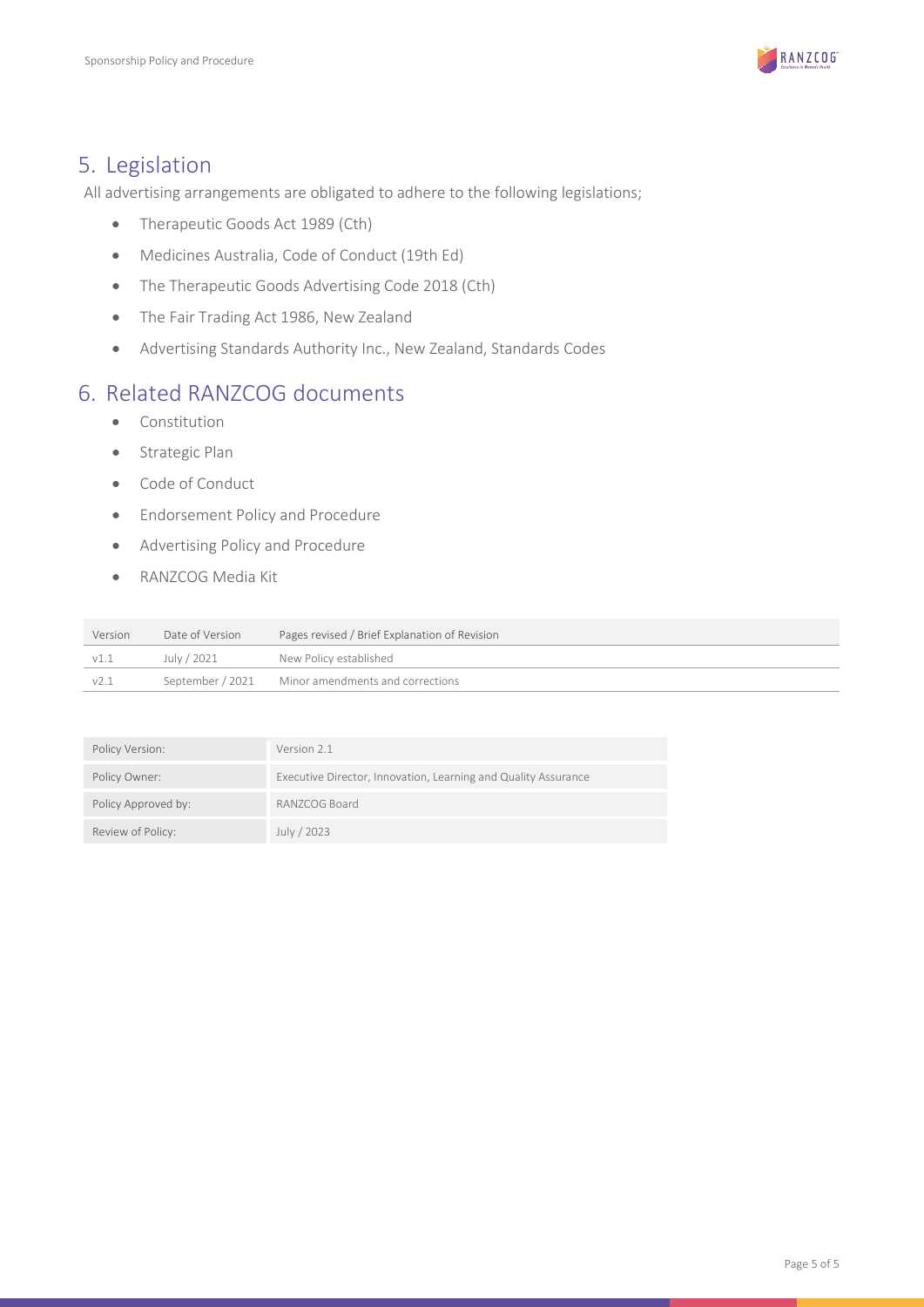## 5. Legislation

All advertising arrangements are obligated to adhere to the following legislations;

- Therapeutic Goods Act 1989 (Cth)
- Medicines Australia, Code of Conduct (19th Ed)
- The Therapeutic Goods Advertising Code 2018 (Cth)
- The Fair Trading Act 1986, New Zealand
- Advertising Standards Authority Inc., New Zealand, Standards Codes

## 6. Related RANZCOG documents

- Constitution
- Strategic Plan
- Code of Conduct
- Endorsement Policy and Procedure
- Advertising Policy and Procedure
- RANZCOG Media Kit

| Version | Date of Version | Pages revised / Brief Explanation of Revision |
|---|---|---|
| v1.1 | July / 2021 | New Policy established |
| v2.1 | September / 2021 | Minor amendments and corrections |

| | |
|---|---|
| Policy Version: | Version 2.1 |
| Policy Owner: | Executive Director, Innovation, Learning and Quality Assurance |
| Policy Approved by: | RANZCOG Board |
| Review of Policy: | July / 2023 |